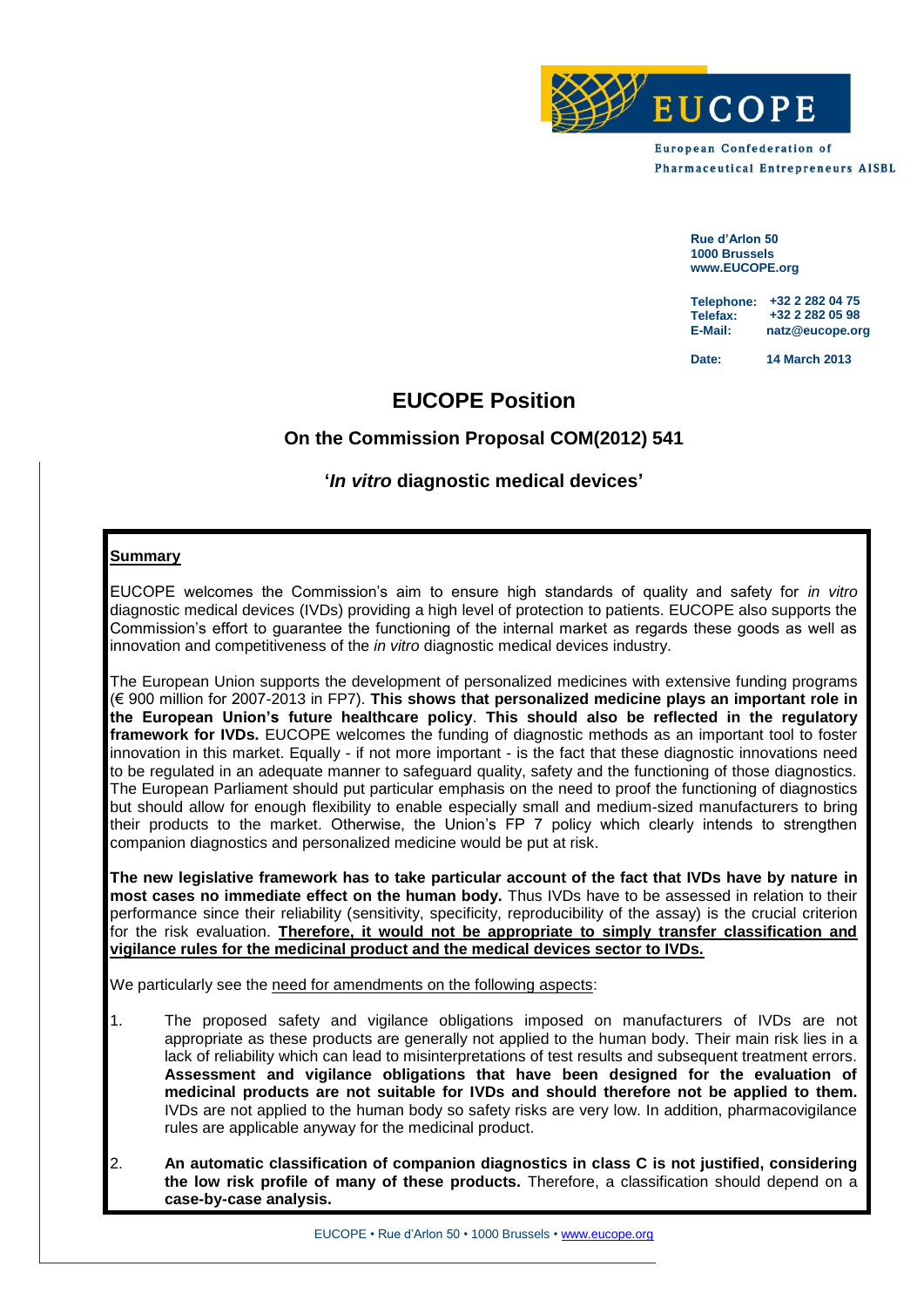EUCOPE

European Confederation of Pharmaceutical Entrepreneurs AISBL

**Rue d'Arlon 50**
**1000 Brussels**
**www.EUCOPE.org**

**Telephone:** **+32 2 282 04 75**
**Telefax:** **+32 2 282 05 98**
**E-Mail:** **natz@eucope.org**

**Date:** **14 March 2013**

# EUCOPE Position

## On the Commission Proposal COM(2012) 541

## '*In vitro* diagnostic medical devices'

**Summary**

EUCOPE welcomes the Commission's aim to ensure high standards of quality and safety for *in vitro* diagnostic medical devices (IVDs) providing a high level of protection to patients. EUCOPE also supports the Commission's effort to guarantee the functioning of the internal market as regards these goods as well as innovation and competitiveness of the *in vitro* diagnostic medical devices industry.

The European Union supports the development of personalized medicines with extensive funding programs (€ 900 million for 2007-2013 in FP7). **This shows that personalized medicine plays an important role in the European Union's future healthcare policy**. **This should also be reflected in the regulatory framework for IVDs.** EUCOPE welcomes the funding of diagnostic methods as an important tool to foster innovation in this market. Equally - if not more important - is the fact that these diagnostic innovations need to be regulated in an adequate manner to safeguard quality, safety and the functioning of those diagnostics. The European Parliament should put particular emphasis on the need to proof the functioning of diagnostics but should allow for enough flexibility to enable especially small and medium-sized manufacturers to bring their products to the market. Otherwise, the Union's FP 7 policy which clearly intends to strengthen companion diagnostics and personalized medicine would be put at risk.

**The new legislative framework has to take particular account of the fact that IVDs have by nature in most cases no immediate effect on the human body.** Thus IVDs have to be assessed in relation to their performance since their reliability (sensitivity, specificity, reproducibility of the assay) is the crucial criterion for the risk evaluation. **Therefore, it would not be appropriate to simply transfer classification and vigilance rules for the medicinal product and the medical devices sector to IVDs.**

We particularly see the need for amendments on the following aspects:

1. The proposed safety and vigilance obligations imposed on manufacturers of IVDs are not appropriate as these products are generally not applied to the human body. Their main risk lies in a lack of reliability which can lead to misinterpretations of test results and subsequent treatment errors. **Assessment and vigilance obligations that have been designed for the evaluation of medicinal products are not suitable for IVDs and should therefore not be applied to them.** IVDs are not applied to the human body so safety risks are very low. In addition, pharmacovigilance rules are applicable anyway for the medicinal product.

2. **An automatic classification of companion diagnostics in class C is not justified, considering the low risk profile of many of these products.** Therefore, a classification should depend on a **case-by-case analysis.**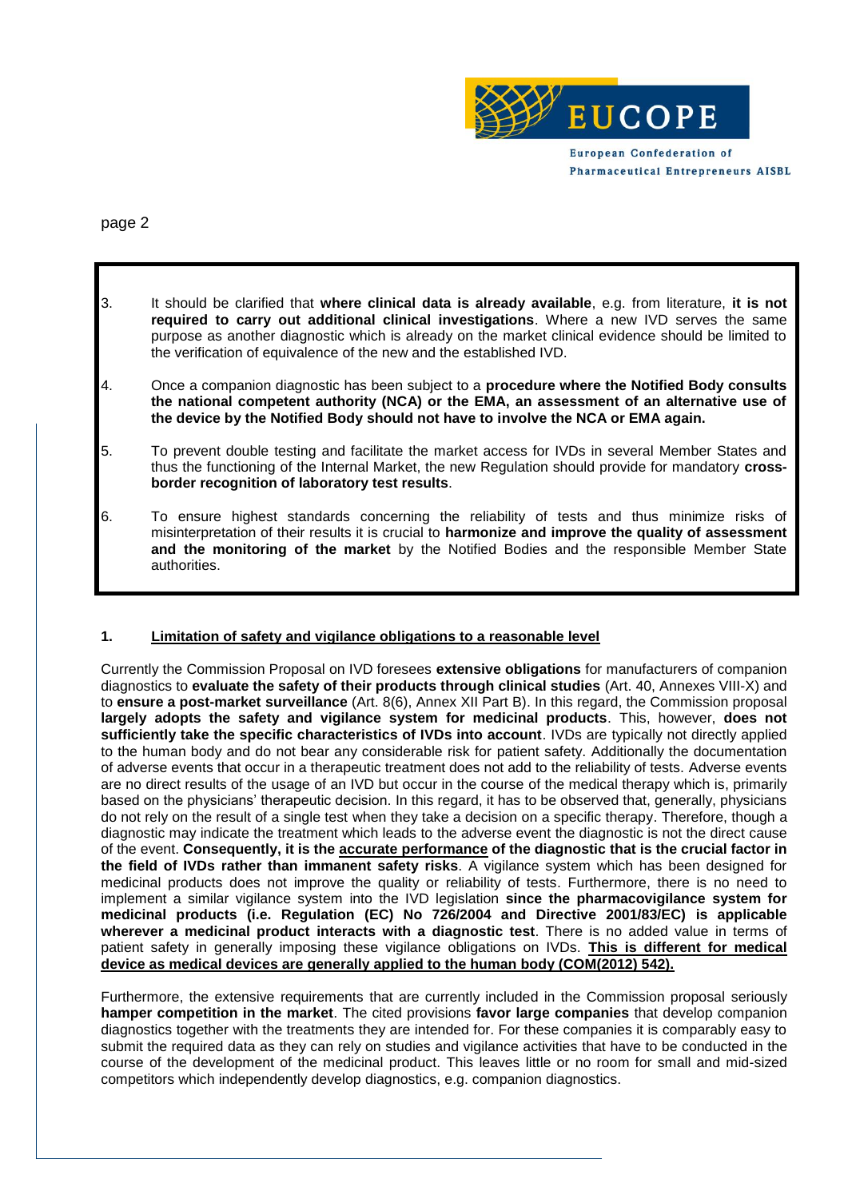3. It should be clarified that **where clinical data is already available**, e.g. from literature, **it is not required to carry out additional clinical investigations**. Where a new IVD serves the same purpose as another diagnostic which is already on the market clinical evidence should be limited to the verification of equivalence of the new and the established IVD.

4. Once a companion diagnostic has been subject to a **procedure where the Notified Body consults the national competent authority (NCA) or the EMA, an assessment of an alternative use of the device by the Notified Body should not have to involve the NCA or EMA again.**

5. To prevent double testing and facilitate the market access for IVDs in several Member States and thus the functioning of the Internal Market, the new Regulation should provide for mandatory **cross-border recognition of laboratory test results**.

6. To ensure highest standards concerning the reliability of tests and thus minimize risks of misinterpretation of their results it is crucial to **harmonize and improve the quality of assessment and the monitoring of the market** by the Notified Bodies and the responsible Member State authorities.

## 1. Limitation of safety and vigilance obligations to a reasonable level

Currently the Commission Proposal on IVD foresees **extensive obligations** for manufacturers of companion diagnostics to **evaluate the safety of their products through clinical studies** (Art. 40, Annexes VIII-X) and to **ensure a post-market surveillance** (Art. 8(6), Annex XII Part B). In this regard, the Commission proposal **largely adopts the safety and vigilance system for medicinal products**. This, however, **does not sufficiently take the specific characteristics of IVDs into account**. IVDs are typically not directly applied to the human body and do not bear any considerable risk for patient safety. Additionally the documentation of adverse events that occur in a therapeutic treatment does not add to the reliability of tests. Adverse events are no direct results of the usage of an IVD but occur in the course of the medical therapy which is, primarily based on the physicians' therapeutic decision. In this regard, it has to be observed that, generally, physicians do not rely on the result of a single test when they take a decision on a specific therapy. Therefore, though a diagnostic may indicate the treatment which leads to the adverse event the diagnostic is not the direct cause of the event. **Consequently, it is the <u>accurate performance</u> of the diagnostic that is the crucial factor in the field of IVDs rather than immanent safety risks**. A vigilance system which has been designed for medicinal products does not improve the quality or reliability of tests. Furthermore, there is no need to implement a similar vigilance system into the IVD legislation **since the pharmacovigilance system for medicinal products (i.e. Regulation (EC) No 726/2004 and Directive 2001/83/EC) is applicable wherever a medicinal product interacts with a diagnostic test**. There is no added value in terms of patient safety in generally imposing these vigilance obligations on IVDs. **<u>This is different for medical device as medical devices are generally applied to the human body (COM(2012) 542).</u>**

Furthermore, the extensive requirements that are currently included in the Commission proposal seriously **hamper competition in the market**. The cited provisions **favor large companies** that develop companion diagnostics together with the treatments they are intended for. For these companies it is comparably easy to submit the required data as they can rely on studies and vigilance activities that have to be conducted in the course of the development of the medicinal product. This leaves little or no room for small and mid-sized competitors which independently develop diagnostics, e.g. companion diagnostics.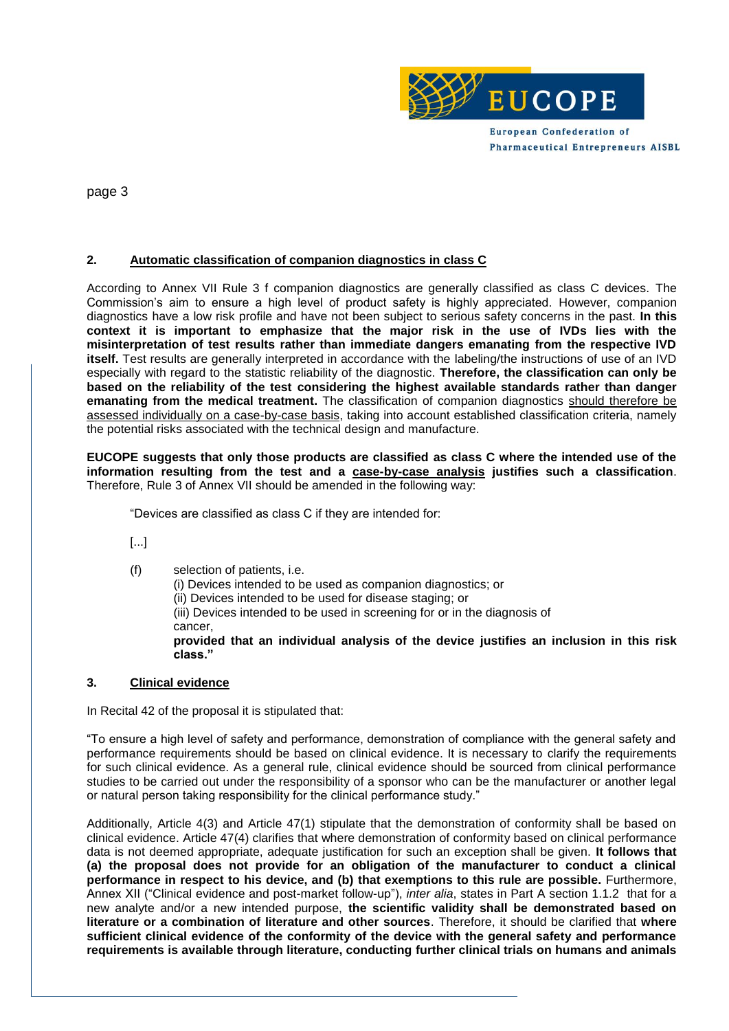## 2. Automatic classification of companion diagnostics in class C

According to Annex VII Rule 3 f companion diagnostics are generally classified as class C devices. The Commission's aim to ensure a high level of product safety is highly appreciated. However, companion diagnostics have a low risk profile and have not been subject to serious safety concerns in the past. **In this context it is important to emphasize that the major risk in the use of IVDs lies with the misinterpretation of test results rather than immediate dangers emanating from the respective IVD itself.** Test results are generally interpreted in accordance with the labeling/the instructions of use of an IVD especially with regard to the statistic reliability of the diagnostic. **Therefore, the classification can only be based on the reliability of the test considering the highest available standards rather than danger emanating from the medical treatment.** The classification of companion diagnostics should therefore be assessed individually on a case-by-case basis, taking into account established classification criteria, namely the potential risks associated with the technical design and manufacture.

**EUCOPE suggests that only those products are classified as class C where the intended use of the information resulting from the test and a case-by-case analysis justifies such a classification**. Therefore, Rule 3 of Annex VII should be amended in the following way:

"Devices are classified as class C if they are intended for:

[...]

(f) selection of patients, i.e.
(i) Devices intended to be used as companion diagnostics; or
(ii) Devices intended to be used for disease staging; or
(iii) Devices intended to be used in screening for or in the diagnosis of cancer,
**provided that an individual analysis of the device justifies an inclusion in this risk class."**

## 3. Clinical evidence

In Recital 42 of the proposal it is stipulated that:

"To ensure a high level of safety and performance, demonstration of compliance with the general safety and performance requirements should be based on clinical evidence. It is necessary to clarify the requirements for such clinical evidence. As a general rule, clinical evidence should be sourced from clinical performance studies to be carried out under the responsibility of a sponsor who can be the manufacturer or another legal or natural person taking responsibility for the clinical performance study."

Additionally, Article 4(3) and Article 47(1) stipulate that the demonstration of conformity shall be based on clinical evidence. Article 47(4) clarifies that where demonstration of conformity based on clinical performance data is not deemed appropriate, adequate justification for such an exception shall be given. **It follows that (a) the proposal does not provide for an obligation of the manufacturer to conduct a clinical performance in respect to his device, and (b) that exemptions to this rule are possible.** Furthermore, Annex XII ("Clinical evidence and post-market follow-up"), *inter alia*, states in Part A section 1.1.2 that for a new analyte and/or a new intended purpose, **the scientific validity shall be demonstrated based on literature or a combination of literature and other sources**. Therefore, it should be clarified that **where sufficient clinical evidence of the conformity of the device with the general safety and performance requirements is available through literature, conducting further clinical trials on humans and animals**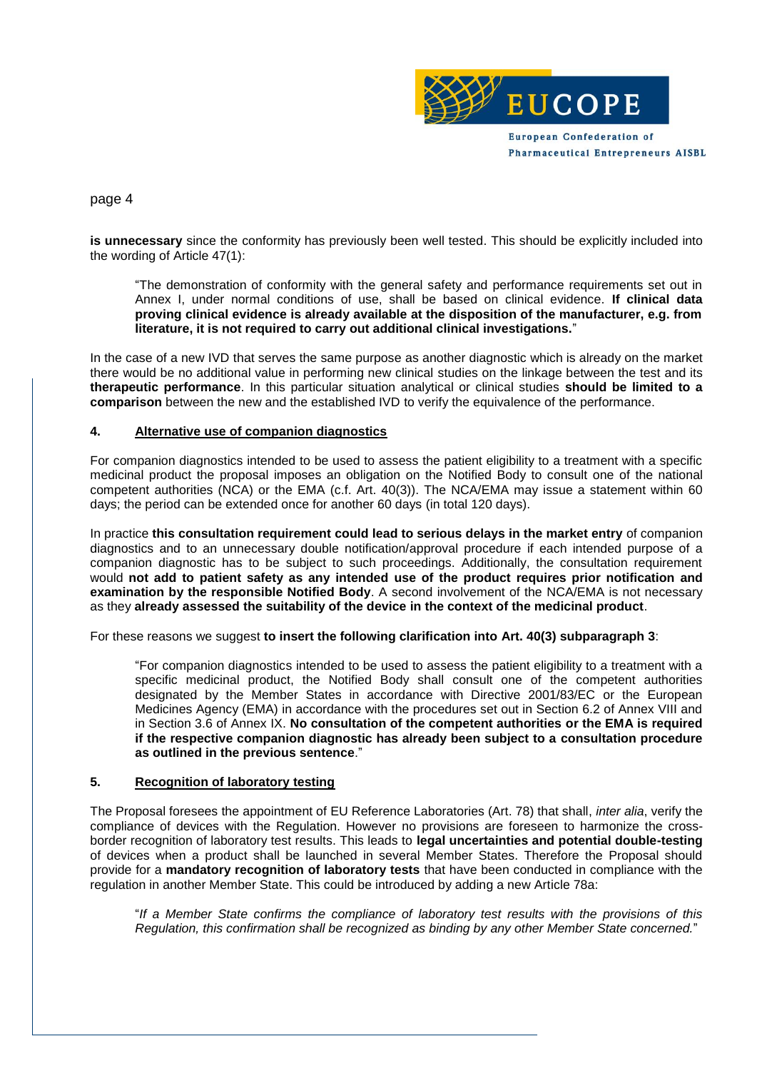**is unnecessary** since the conformity has previously been well tested. This should be explicitly included into the wording of Article 47(1):

> "The demonstration of conformity with the general safety and performance requirements set out in Annex I, under normal conditions of use, shall be based on clinical evidence. **If clinical data proving clinical evidence is already available at the disposition of the manufacturer, e.g. from literature, it is not required to carry out additional clinical investigations.**"

In the case of a new IVD that serves the same purpose as another diagnostic which is already on the market there would be no additional value in performing new clinical studies on the linkage between the test and its **therapeutic performance**. In this particular situation analytical or clinical studies **should be limited to a comparison** between the new and the established IVD to verify the equivalence of the performance.

## 4. Alternative use of companion diagnostics

For companion diagnostics intended to be used to assess the patient eligibility to a treatment with a specific medicinal product the proposal imposes an obligation on the Notified Body to consult one of the national competent authorities (NCA) or the EMA (c.f. Art. 40(3)). The NCA/EMA may issue a statement within 60 days; the period can be extended once for another 60 days (in total 120 days).

In practice **this consultation requirement could lead to serious delays in the market entry** of companion diagnostics and to an unnecessary double notification/approval procedure if each intended purpose of a companion diagnostic has to be subject to such proceedings. Additionally, the consultation requirement would **not add to patient safety as any intended use of the product requires prior notification and examination by the responsible Notified Body**. A second involvement of the NCA/EMA is not necessary as they **already assessed the suitability of the device in the context of the medicinal product**.

For these reasons we suggest **to insert the following clarification into Art. 40(3) subparagraph 3**:

> "For companion diagnostics intended to be used to assess the patient eligibility to a treatment with a specific medicinal product, the Notified Body shall consult one of the competent authorities designated by the Member States in accordance with Directive 2001/83/EC or the European Medicines Agency (EMA) in accordance with the procedures set out in Section 6.2 of Annex VIII and in Section 3.6 of Annex IX. **No consultation of the competent authorities or the EMA is required if the respective companion diagnostic has already been subject to a consultation procedure as outlined in the previous sentence**."

## 5. Recognition of laboratory testing

The Proposal foresees the appointment of EU Reference Laboratories (Art. 78) that shall, *inter alia*, verify the compliance of devices with the Regulation. However no provisions are foreseen to harmonize the cross-border recognition of laboratory test results. This leads to **legal uncertainties and potential double-testing** of devices when a product shall be launched in several Member States. Therefore the Proposal should provide for a **mandatory recognition of laboratory tests** that have been conducted in compliance with the regulation in another Member State. This could be introduced by adding a new Article 78a:

> "*If a Member State confirms the compliance of laboratory test results with the provisions of this Regulation, this confirmation shall be recognized as binding by any other Member State concerned.*"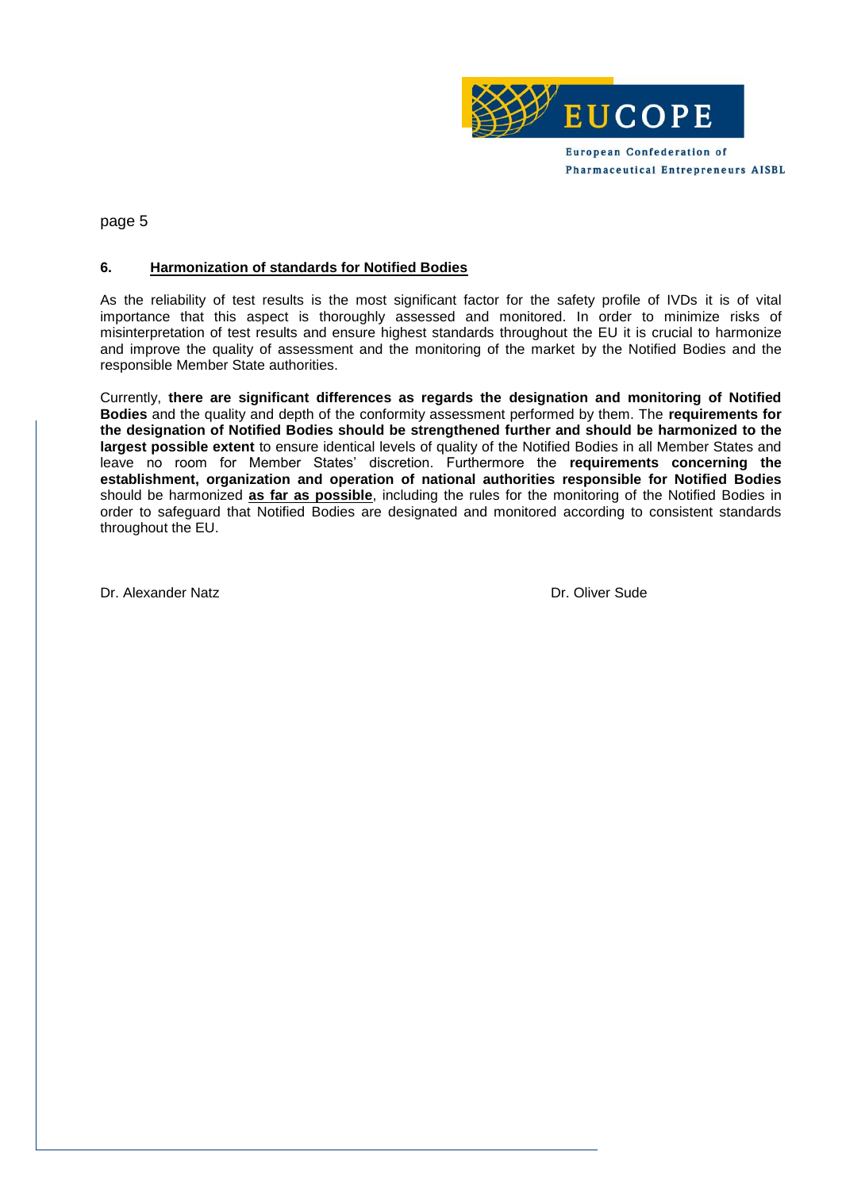## 6. Harmonization of standards for Notified Bodies

As the reliability of test results is the most significant factor for the safety profile of IVDs it is of vital importance that this aspect is thoroughly assessed and monitored. In order to minimize risks of misinterpretation of test results and ensure highest standards throughout the EU it is crucial to harmonize and improve the quality of assessment and the monitoring of the market by the Notified Bodies and the responsible Member State authorities.

Currently, **there are significant differences as regards the designation and monitoring of Notified Bodies** and the quality and depth of the conformity assessment performed by them. The **requirements for the designation of Notified Bodies should be strengthened further and should be harmonized to the largest possible extent** to ensure identical levels of quality of the Notified Bodies in all Member States and leave no room for Member States' discretion. Furthermore the **requirements concerning the establishment, organization and operation of national authorities responsible for Notified Bodies** should be harmonized **as far as possible**, including the rules for the monitoring of the Notified Bodies in order to safeguard that Notified Bodies are designated and monitored according to consistent standards throughout the EU.

Dr. Alexander Natz

Dr. Oliver Sude